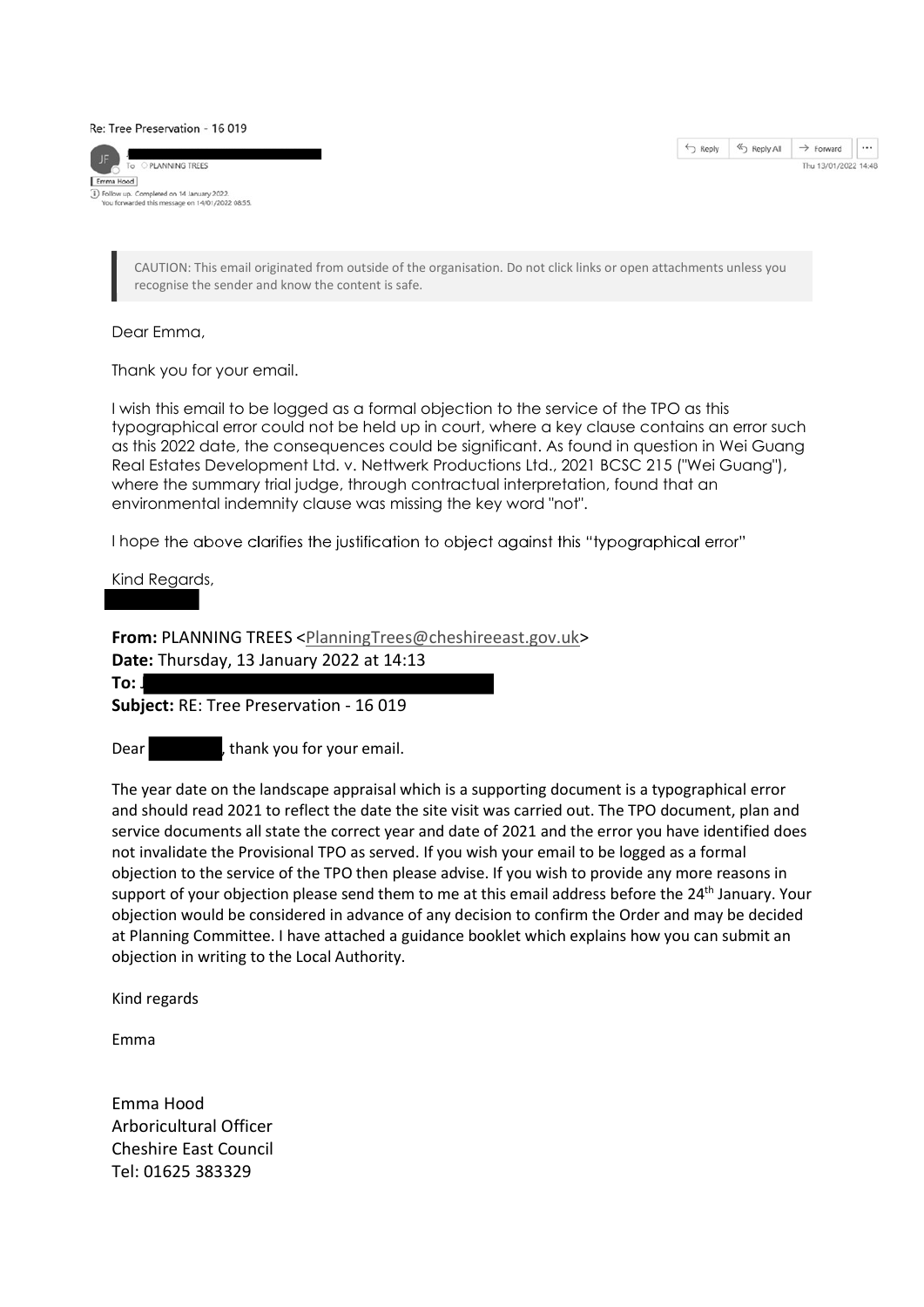Re: Tree Preservation - 16 019

JF

To: PLANNING TREES

Emma Hood

Follow up. Completed on 14 January 2022.
You forwarded this message on 14/01/2022 08:55.

Reply | Reply All | Forward | ...

Thu 13/01/2022 14:48

> CAUTION: This email originated from outside of the organisation. Do not click links or open attachments unless you recognise the sender and know the content is safe.

Dear Emma,

Thank you for your email.

I wish this email to be logged as a formal objection to the service of the TPO as this typographical error could not be held up in court, where a key clause contains an error such as this 2022 date, the consequences could be significant. As found in question in Wei Guang Real Estates Development Ltd. v. Nettwerk Productions Ltd., 2021 BCSC 215 ("Wei Guang"), where the summary trial judge, through contractual interpretation, found that an environmental indemnity clause was missing the key word "not".

I hope the above clarifies the justification to object against this "typographical error"

Kind Regards,

**From:** PLANNING TREES <PlanningTrees@cheshireeast.gov.uk>
**Date:** Thursday, 13 January 2022 at 14:13
**To:** J
**Subject:** RE: Tree Preservation - 16 019

Dear , thank you for your email.

The year date on the landscape appraisal which is a supporting document is a typographical error and should read 2021 to reflect the date the site visit was carried out. The TPO document, plan and service documents all state the correct year and date of 2021 and the error you have identified does not invalidate the Provisional TPO as served. If you wish your email to be logged as a formal objection to the service of the TPO then please advise. If you wish to provide any more reasons in support of your objection please send them to me at this email address before the 24th January. Your objection would be considered in advance of any decision to confirm the Order and may be decided at Planning Committee. I have attached a guidance booklet which explains how you can submit an objection in writing to the Local Authority.

Kind regards

Emma

Emma Hood
Arboricultural Officer
Cheshire East Council
Tel: 01625 383329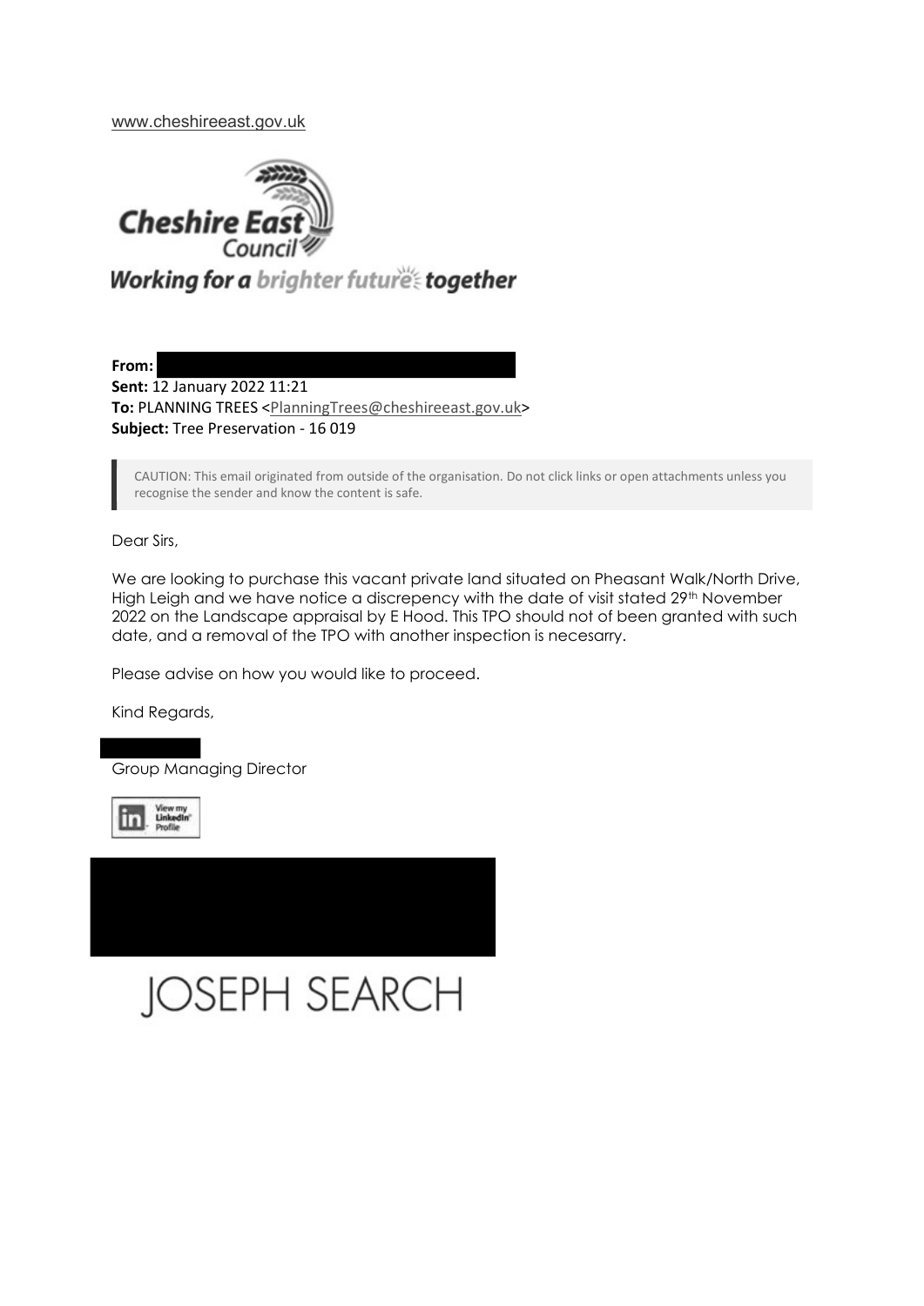www.cheshireeast.gov.uk

Cheshire East Council

*Working for a brighter future together*

**From:**
**Sent:** 12 January 2022 11:21
**To:** PLANNING TREES <PlanningTrees@cheshireeast.gov.uk>
**Subject:** Tree Preservation - 16 019

> CAUTION: This email originated from outside of the organisation. Do not click links or open attachments unless you recognise the sender and know the content is safe.

Dear Sirs,

We are looking to purchase this vacant private land situated on Pheasant Walk/North Drive, High Leigh and we have notice a discrepency with the date of visit stated 29th November 2022 on the Landscape appraisal by E Hood. This TPO should not of been granted with such date, and a removal of the TPO with another inspection is necesarry.

Please advise on how you would like to proceed.

Kind Regards,

Group Managing Director

View my LinkedIn Profile

JOSEPH SEARCH